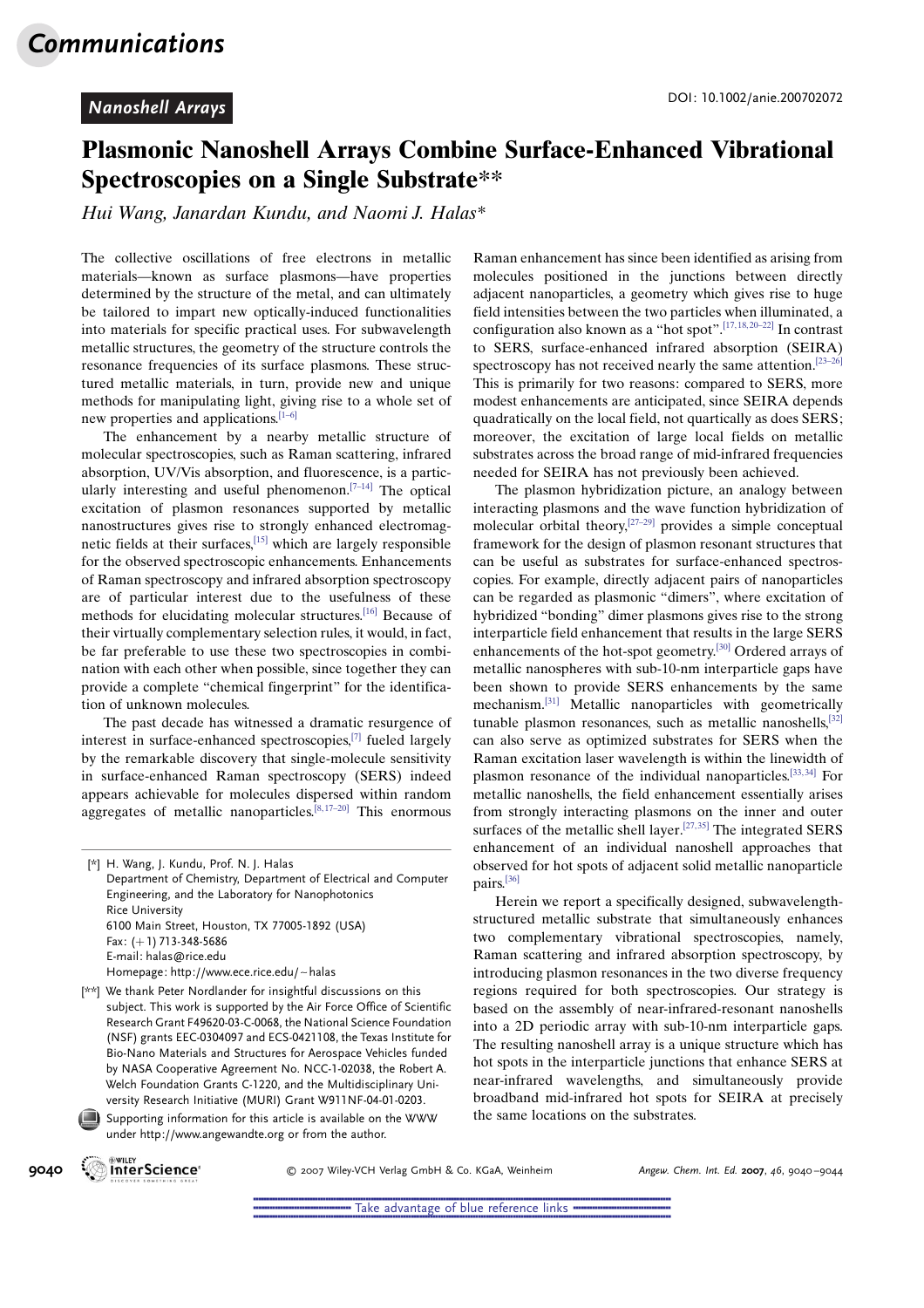## Nanoshell Arrays

DOI: 10.1002/anie.200702072

# Plasmonic Nanoshell Arrays Combine Surface-Enhanced Vibrational Spectroscopies on a Single Substrate**

*Hui Wang, Janardan Kundu, and Naomi J. Halas**

The collective oscillations of free electrons in metallic materials—known as surface plasmons—have properties determined by the structure of the metal, and can ultimately be tailored to impart new optically-induced functionalities into materials for specific practical uses. For subwavelength metallic structures, the geometry of the structure controls the resonance frequencies of its surface plasmons. These structured metallic materials, in turn, provide new and unique methods for manipulating light, giving rise to a whole set of new properties and applications.[1–6]

The enhancement by a nearby metallic structure of molecular spectroscopies, such as Raman scattering, infrared absorption, UV/Vis absorption, and fluorescence, is a particularly interesting and useful phenomenon.[7–14] The optical excitation of plasmon resonances supported by metallic nanostructures gives rise to strongly enhanced electromagnetic fields at their surfaces,[15] which are largely responsible for the observed spectroscopic enhancements. Enhancements of Raman spectroscopy and infrared absorption spectroscopy are of particular interest due to the usefulness of these methods for elucidating molecular structures.[16] Because of their virtually complementary selection rules, it would, in fact, be far preferable to use these two spectroscopies in combination with each other when possible, since together they can provide a complete "chemical fingerprint" for the identification of unknown molecules.

The past decade has witnessed a dramatic resurgence of interest in surface-enhanced spectroscopies,[7] fueled largely by the remarkable discovery that single-molecule sensitivity in surface-enhanced Raman spectroscopy (SERS) indeed appears achievable for molecules dispersed within random aggregates of metallic nanoparticles.[8,17–20] This enormous Raman enhancement has since been identified as arising from molecules positioned in the junctions between directly adjacent nanoparticles, a geometry which gives rise to huge field intensities between the two particles when illuminated, a configuration also known as a "hot spot".[17,18,20–22] In contrast to SERS, surface-enhanced infrared absorption (SEIRA) spectroscopy has not received nearly the same attention.[23–26] This is primarily for two reasons: compared to SERS, more modest enhancements are anticipated, since SEIRA depends quadratically on the local field, not quartically as does SERS; moreover, the excitation of large local fields on metallic substrates across the broad range of mid-infrared frequencies needed for SEIRA has not previously been achieved.

The plasmon hybridization picture, an analogy between interacting plasmons and the wave function hybridization of molecular orbital theory,[27–29] provides a simple conceptual framework for the design of plasmon resonant structures that can be useful as substrates for surface-enhanced spectroscopies. For example, directly adjacent pairs of nanoparticles can be regarded as plasmonic "dimers", where excitation of hybridized "bonding" dimer plasmons gives rise to the strong interparticle field enhancement that results in the large SERS enhancements of the hot-spot geometry.[30] Ordered arrays of metallic nanospheres with sub-10-nm interparticle gaps have been shown to provide SERS enhancements by the same mechanism.[31] Metallic nanoparticles with geometrically tunable plasmon resonances, such as metallic nanoshells,[32] can also serve as optimized substrates for SERS when the Raman excitation laser wavelength is within the linewidth of plasmon resonance of the individual nanoparticles.[33,34] For metallic nanoshells, the field enhancement essentially arises from strongly interacting plasmons on the inner and outer surfaces of the metallic shell layer.[27,35] The integrated SERS enhancement of an individual nanoshell approaches that observed for hot spots of adjacent solid metallic nanoparticle pairs.[36]

Herein we report a specifically designed, subwavelength-structured metallic substrate that simultaneously enhances two complementary vibrational spectroscopies, namely, Raman scattering and infrared absorption spectroscopy, by introducing plasmon resonances in the two diverse frequency regions required for both spectroscopies. Our strategy is based on the assembly of near-infrared-resonant nanoshells into a 2D periodic array with sub-10-nm interparticle gaps. The resulting nanoshell array is a unique structure which has hot spots in the interparticle junctions that enhance SERS at near-infrared wavelengths, and simultaneously provide broadband mid-infrared hot spots for SEIRA at precisely the same locations on the substrates.

[*] H. Wang, J. Kundu, Prof. N. J. Halas
Department of Chemistry, Department of Electrical and Computer Engineering, and the Laboratory for Nanophotonics
Rice University
6100 Main Street, Houston, TX 77005-1892 (USA)
Fax: (+1) 713-348-5686
E-mail: halas@rice.edu
Homepage: http://www.ece.rice.edu/~halas

[**] We thank Peter Nordlander for insightful discussions on this subject. This work is supported by the Air Force Office of Scientific Research Grant F49620-03-C-0068, the National Science Foundation (NSF) grants EEC-0304097 and ECS-0421108, the Texas Institute for Bio-Nano Materials and Structures for Aerospace Vehicles funded by NASA Cooperative Agreement No. NCC-1-02038, the Robert A. Welch Foundation Grants C-1220, and the Multidisciplinary University Research Initiative (MURI) Grant W911NF-04-01-0203.

Supporting information for this article is available on the WWW under http://www.angewandte.org or from the author.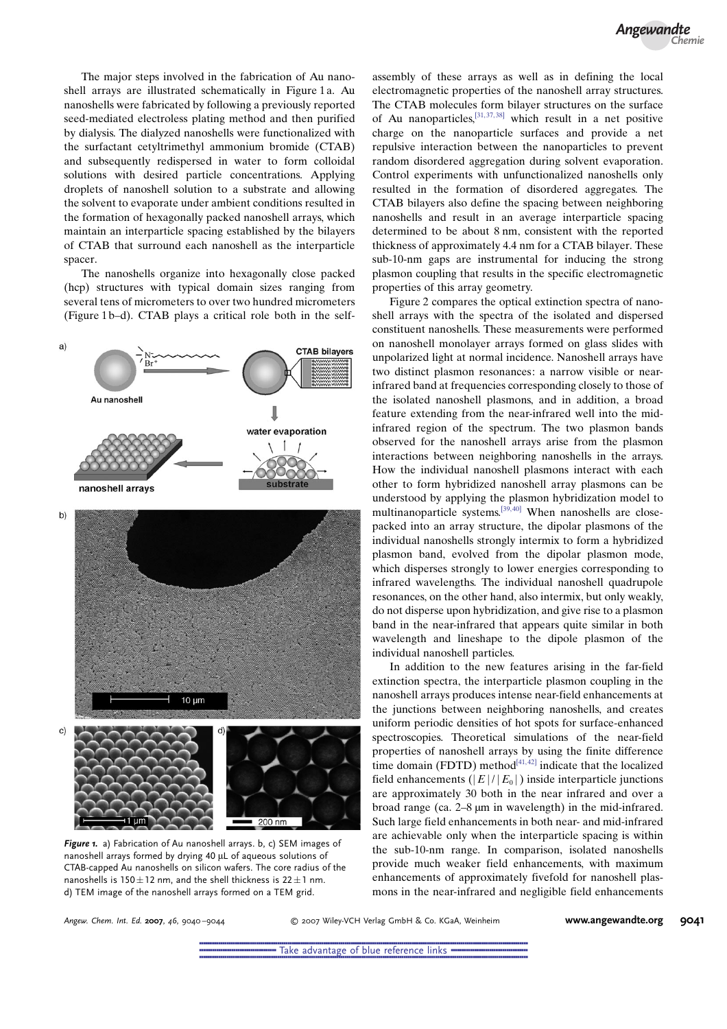The major steps involved in the fabrication of Au nanoshell arrays are illustrated schematically in Figure 1a. Au nanoshells were fabricated by following a previously reported seed-mediated electroless plating method and then purified by dialysis. The dialyzed nanoshells were functionalized with the surfactant cetyltrimethyl ammonium bromide (CTAB) and subsequently redispersed in water to form colloidal solutions with desired particle concentrations. Applying droplets of nanoshell solution to a substrate and allowing the solvent to evaporate under ambient conditions resulted in the formation of hexagonally packed nanoshell arrays, which maintain an interparticle spacing established by the bilayers of CTAB that surround each nanoshell as the interparticle spacer.

The nanoshells organize into hexagonally close packed (hcp) structures with typical domain sizes ranging from several tens of micrometers to over two hundred micrometers (Figure 1b–d). CTAB plays a critical role both in the self-assembly of these arrays as well as in defining the local electromagnetic properties of the nanoshell array structures. The CTAB molecules form bilayer structures on the surface of Au nanoparticles,[31,37,38] which result in a net positive charge on the nanoparticle surfaces and provide a net repulsive interaction between the nanoparticles to prevent random disordered aggregation during solvent evaporation. Control experiments with unfunctionalized nanoshells only resulted in the formation of disordered aggregates. The CTAB bilayers also define the spacing between neighboring nanoshells and result in an average interparticle spacing determined to be about 8 nm, consistent with the reported thickness of approximately 4.4 nm for a CTAB bilayer. These sub-10-nm gaps are instrumental for inducing the strong plasmon coupling that results in the specific electromagnetic properties of this array geometry.

**Figure 1.** a) Fabrication of Au nanoshell arrays. b, c) SEM images of nanoshell arrays formed by drying 40 μL of aqueous solutions of CTAB-capped Au nanoshells on silicon wafers. The core radius of the nanoshells is 150 ± 12 nm, and the shell thickness is 22 ± 1 nm. d) TEM image of the nanoshell arrays formed on a TEM grid.

Figure 2 compares the optical extinction spectra of nanoshell arrays with the spectra of the isolated and dispersed constituent nanoshells. These measurements were performed on nanoshell monolayer arrays formed on glass slides with unpolarized light at normal incidence. Nanoshell arrays have two distinct plasmon resonances: a narrow visible or near-infrared band at frequencies corresponding closely to those of the isolated nanoshell plasmons, and in addition, a broad feature extending from the near-infrared well into the mid-infrared region of the spectrum. The two plasmon bands observed for the nanoshell arrays arise from the plasmon interactions between neighboring nanoshells in the arrays. How the individual nanoshell plasmons interact with each other to form hybridized nanoshell array plasmons can be understood by applying the plasmon hybridization model to multinanoparticle systems.[39,40] When nanoshells are close-packed into an array structure, the dipolar plasmons of the individual nanoshells strongly intermix to form a hybridized plasmon band, evolved from the dipolar plasmon mode, which disperses strongly to lower energies corresponding to infrared wavelengths. The individual nanoshell quadrupole resonances, on the other hand, also intermix, but only weakly, do not disperse upon hybridization, and give rise to a plasmon band in the near-infrared that appears quite similar in both wavelength and lineshape to the dipole plasmon of the individual nanoshell particles.

In addition to the new features arising in the far-field extinction spectra, the interparticle plasmon coupling in the nanoshell arrays produces intense near-field enhancements at the junctions between neighboring nanoshells, and creates uniform periodic densities of hot spots for surface-enhanced spectroscopies. Theoretical simulations of the near-field properties of nanoshell arrays by using the finite difference time domain (FDTD) method[41,42] indicate that the localized field enhancements ($|E|/|E_0|$) inside interparticle junctions are approximately 30 both in the near infrared and over a broad range (ca. 2–8 μm in wavelength) in the mid-infrared. Such large field enhancements in both near- and mid-infrared are achievable only when the interparticle spacing is within the sub-10-nm range. In comparison, isolated nanoshells provide much weaker field enhancements, with maximum enhancements of approximately fivefold for nanoshell plasmons in the near-infrared and negligible field enhancements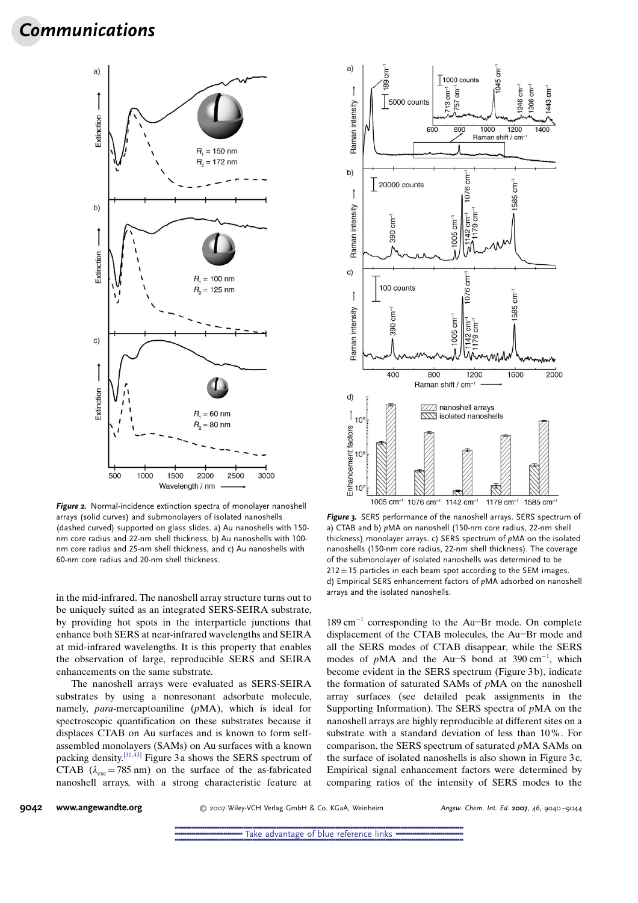**Figure 2.** Normal-incidence extinction spectra of monolayer nanoshell arrays (solid curves) and submonolayers of isolated nanoshells (dashed curved) supported on glass slides. a) Au nanoshells with 150-nm core radius and 22-nm shell thickness, b) Au nanoshells with 100-nm core radius and 25-nm shell thickness, and c) Au nanoshells with 60-nm core radius and 20-nm shell thickness.

**Figure 3.** SERS performance of the nanoshell arrays. SERS spectrum of a) CTAB and b) *p*MA on nanoshell (150-nm core radius, 22-nm shell thickness) monolayer arrays. c) SERS spectrum of *p*MA on the isolated nanoshells (150-nm core radius, 22-nm shell thickness). The coverage of the submonolayer of isolated nanoshells was determined to be $212 \pm 15$ particles in each beam spot according to the SEM images. d) Empirical SERS enhancement factors of *p*MA adsorbed on nanoshell arrays and the isolated nanoshells.

in the mid-infrared. The nanoshell array structure turns out to be uniquely suited as an integrated SERS-SEIRA substrate, by providing hot spots in the interparticle junctions that enhance both SERS at near-infrared wavelengths and SEIRA at mid-infrared wavelengths. It is this property that enables the observation of large, reproducible SERS and SEIRA enhancements on the same substrate.

The nanoshell arrays were evaluated as SERS-SEIRA substrates by using a nonresonant adsorbate molecule, namely, *para*-mercaptoaniline (*p*MA), which is ideal for spectroscopic quantification on these substrates because it displaces CTAB on Au surfaces and is known to form self-assembled monolayers (SAMs) on Au surfaces with a known packing density.[31,43] Figure 3a shows the SERS spectrum of CTAB ($\lambda_{exc} = 785$ nm) on the surface of the as-fabricated nanoshell arrays, with a strong characteristic feature at $189\ \mathrm{cm^{-1}}$ corresponding to the Au–Br mode. On complete displacement of the CTAB molecules, the Au–Br mode and all the SERS modes of CTAB disappear, while the SERS modes of *p*MA and the Au–S bond at $390\ \mathrm{cm^{-1}}$, which become evident in the SERS spectrum (Figure 3b), indicate the formation of saturated SAMs of *p*MA on the nanoshell array surfaces (see detailed peak assignments in the Supporting Information). The SERS spectra of *p*MA on the nanoshell arrays are highly reproducible at different sites on a substrate with a standard deviation of less than 10%. For comparison, the SERS spectrum of saturated *p*MA SAMs on the surface of isolated nanoshells is also shown in Figure 3c. Empirical signal enhancement factors were determined by comparing ratios of the intensity of SERS modes to the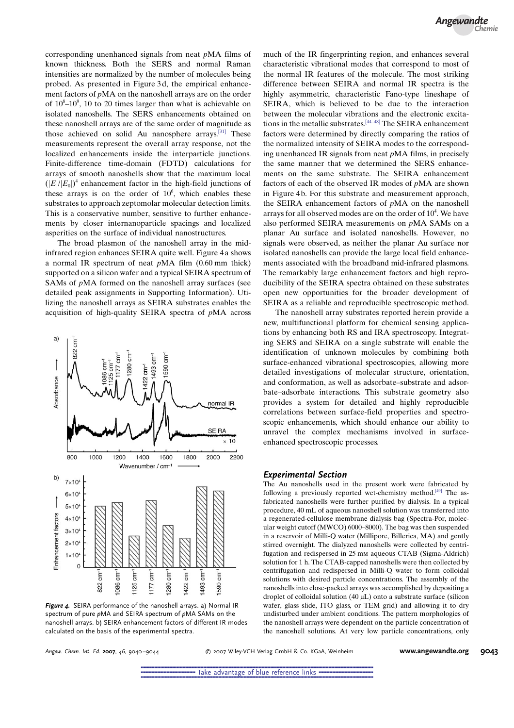corresponding unenhanced signals from neat *p*MA films of known thickness. Both the SERS and normal Raman intensities are normalized by the number of molecules being probed. As presented in Figure 3d, the empirical enhancement factors of *p*MA on the nanoshell arrays are on the order of $10^8$–$10^9$, 10 to 20 times larger than what is achievable on isolated nanoshells. The SERS enhancements obtained on these nanoshell arrays are of the same order of magnitude as those achieved on solid Au nanosphere arrays.[31] These measurements represent the overall array response, not the localized enhancements inside the interparticle junctions. Finite-difference time-domain (FDTD) calculations for arrays of smooth nanoshells show that the maximum local $(|E|/|E_0|)^4$ enhancement factor in the high-field junctions of these arrays is on the order of $10^6$, which enables these substrates to approach zeptomolar molecular detection limits. This is a conservative number, sensitive to further enhancements by closer internanoparticle spacings and localized asperities on the surface of individual nanostructures.

The broad plasmon of the nanoshell array in the mid-infrared region enhances SEIRA quite well. Figure 4a shows a normal IR spectrum of neat *p*MA film (0.60 mm thick) supported on a silicon wafer and a typical SEIRA spectrum of SAMs of *p*MA formed on the nanoshell array surfaces (see detailed peak assignments in Supporting Information). Utilizing the nanoshell arrays as SEIRA substrates enables the acquisition of high-quality SEIRA spectra of *p*MA across much of the IR fingerprinting region, and enhances several characteristic vibrational modes that correspond to most of the normal IR features of the molecule. The most striking difference between SEIRA and normal IR spectra is the highly asymmetric, characteristic Fano-type lineshape of SEIRA, which is believed to be due to the interaction between the molecular vibrations and the electronic excitations in the metallic substrates.[44–48] The SEIRA enhancement factors were determined by directly comparing the ratios of the normalized intensity of SEIRA modes to the corresponding unenhanced IR signals from neat *p*MA films, in precisely the same manner that we determined the SERS enhancements on the same substrate. The SEIRA enhancement factors of each of the observed IR modes of *p*MA are shown in Figure 4b. For this substrate and measurement approach, the SEIRA enhancement factors of *p*MA on the nanoshell arrays for all observed modes are on the order of $10^4$. We have also performed SEIRA measurements on *p*MA SAMs on a planar Au surface and isolated nanoshells. However, no signals were observed, as neither the planar Au surface nor isolated nanoshells can provide the large local field enhancements associated with the broadband mid-infrared plasmons. The remarkably large enhancement factors and high reproducibility of the SEIRA spectra obtained on these substrates open new opportunities for the broader development of SEIRA as a reliable and reproducible spectroscopic method.

**Figure 4.** SEIRA performance of the nanoshell arrays. a) Normal IR spectrum of pure *p*MA and SEIRA spectrum of *p*MA SAMs on the nanoshell arrays. b) SEIRA enhancement factors of different IR modes calculated on the basis of the experimental spectra.

The nanoshell array substrates reported herein provide a new, multifunctional platform for chemical sensing applications by enhancing both RS and IRA spectroscopy. Integrating SERS and SEIRA on a single substrate will enable the identification of unknown molecules by combining both surface-enhanced vibrational spectroscopies, allowing more detailed investigations of molecular structure, orientation, and conformation, as well as adsorbate–substrate and adsorbate–adsorbate interactions. This substrate geometry also provides a system for detailed and highly reproducible correlations between surface-field properties and spectroscopic enhancements, which should enhance our ability to unravel the complex mechanisms involved in surface-enhanced spectroscopic processes.

## Experimental Section

The Au nanoshells used in the present work were fabricated by following a previously reported wet-chemistry method.[49] The as-fabricated nanoshells were further purified by dialysis. In a typical procedure, 40 mL of aqueous nanoshell solution was transferred into a regenerated-cellulose membrane dialysis bag (Spectra-Por, molecular weight cutoff (MWCO) 6000–8000). The bag was then suspended in a reservoir of Milli-Q water (Millipore, Billerica, MA) and gently stirred overnight. The dialyzed nanoshells were collected by centrifugation and redispersed in 25 mM aqueous CTAB (Sigma-Aldrich) solution for 1 h. The CTAB-capped nanoshells were then collected by centrifugation and redispersed in Milli-Q water to form colloidal solutions with desired particle concentrations. The assembly of the nanoshells into close-packed arrays was accomplished by depositing a droplet of colloidal solution (40 μL) onto a substrate surface (silicon wafer, glass slide, ITO glass, or TEM grid) and allowing it to dry undisturbed under ambient conditions. The pattern morphologies of the nanoshell arrays were dependent on the particle concentration of the nanoshell solutions. At very low particle concentrations, only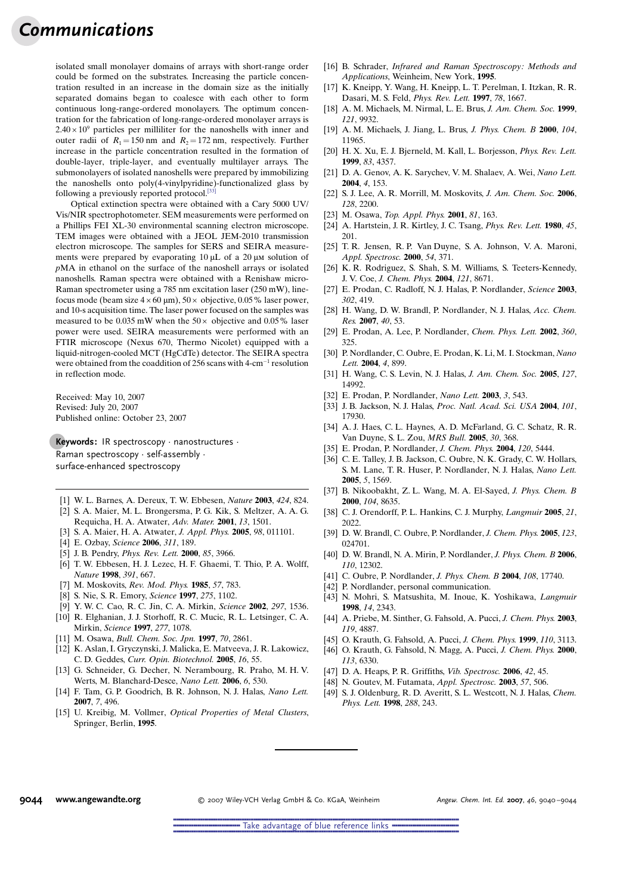isolated small monolayer domains of arrays with short-range order could be formed on the substrates. Increasing the particle concentration resulted in an increase in the domain size as the initially separated domains began to coalesce with each other to form continuous long-range-ordered monolayers. The optimum concentration for the fabrication of long-range-ordered monolayer arrays is $2.40 \times 10^9$ particles per milliliter for the nanoshells with inner and outer radii of $R_1 = 150$ nm and $R_2 = 172$ nm, respectively. Further increase in the particle concentration resulted in the formation of double-layer, triple-layer, and eventually multilayer arrays. The submonolayers of isolated nanoshells were prepared by immobilizing the nanoshells onto poly(4-vinylpyridine)-functionalized glass by following a previously reported protocol.[33]

Optical extinction spectra were obtained with a Cary 5000 UV/Vis/NIR spectrophotometer. SEM measurements were performed on a Phillips FEI XL-30 environmental scanning electron microscope. TEM images were obtained with a JEOL JEM-2010 transmission electron microscope. The samples for SERS and SEIRA measurements were prepared by evaporating 10 μL of a 20 μM solution of *p*MA in ethanol on the surface of the nanoshell arrays or isolated nanoshells. Raman spectra were obtained with a Renishaw micro-Raman spectrometer using a 785 nm excitation laser (250 mW), line-focus mode (beam size $4 \times 60$ μm), $50\times$ objective, 0.05% laser power, and 10-s acquisition time. The laser power focused on the samples was measured to be 0.035 mW when the $50\times$ objective and 0.05% laser power were used. SEIRA measurements were performed with an FTIR microscope (Nexus 670, Thermo Nicolet) equipped with a liquid-nitrogen-cooled MCT (HgCdTe) detector. The SEIRA spectra were obtained from the coaddition of 256 scans with 4-cm$^{-1}$ resolution in reflection mode.

Received: May 10, 2007
Revised: July 20, 2007
Published online: October 23, 2007

**Keywords:** IR spectroscopy · nanostructures · Raman spectroscopy · self-assembly · surface-enhanced spectroscopy

[1] W. L. Barnes, A. Dereux, T. W. Ebbesen, *Nature* **2003**, *424*, 824.
[2] S. A. Maier, M. L. Brongersma, P. G. Kik, S. Meltzer, A. A. G. Requicha, H. A. Atwater, *Adv. Mater.* **2001**, *13*, 1501.
[3] S. A. Maier, H. A. Atwater, *J. Appl. Phys.* **2005**, *98*, 011101.
[4] E. Ozbay, *Science* **2006**, *311*, 189.
[5] J. B. Pendry, *Phys. Rev. Lett.* **2000**, *85*, 3966.
[6] T. W. Ebbesen, H. J. Lezec, H. F. Ghaemi, T. Thio, P. A. Wolff, *Nature* **1998**, *391*, 667.
[7] M. Moskovits, *Rev. Mod. Phys.* **1985**, *57*, 783.
[8] S. Nie, S. R. Emory, *Science* **1997**, *275*, 1102.
[9] Y. W. C. Cao, R. C. Jin, C. A. Mirkin, *Science* **2002**, *297*, 1536.
[10] R. Elghanian, J. J. Storhoff, R. C. Mucic, R. L. Letsinger, C. A. Mirkin, *Science* **1997**, *277*, 1078.
[11] M. Osawa, *Bull. Chem. Soc. Jpn.* **1997**, *70*, 2861.
[12] K. Aslan, I. Gryczynski, J. Malicka, E. Matveeva, J. R. Lakowicz, C. D. Geddes, *Curr. Opin. Biotechnol.* **2005**, *16*, 55.
[13] G. Schneider, G. Decher, N. Nerambourg, R. Praho, M. H. V. Werts, M. Blanchard-Desce, *Nano Lett.* **2006**, *6*, 530.
[14] F. Tam, G. P. Goodrich, B. R. Johnson, N. J. Halas, *Nano Lett.* **2007**, *7*, 496.
[15] U. Kreibig, M. Vollmer, *Optical Properties of Metal Clusters*, Springer, Berlin, **1995**.
[16] B. Schrader, *Infrared and Raman Spectroscopy: Methods and Applications*, Weinheim, New York, **1995**.
[17] K. Kneipp, Y. Wang, H. Kneipp, L. T. Perelman, I. Itzkan, R. R. Dasari, M. S. Feld, *Phys. Rev. Lett.* **1997**, *78*, 1667.
[18] A. M. Michaels, M. Nirmal, L. E. Brus, *J. Am. Chem. Soc.* **1999**, *121*, 9932.
[19] A. M. Michaels, J. Jiang, L. Brus, *J. Phys. Chem. B* **2000**, *104*, 11965.
[20] H. X. Xu, E. J. Bjerneld, M. Kall, L. Borjesson, *Phys. Rev. Lett.* **1999**, *83*, 4357.
[21] D. A. Genov, A. K. Sarychev, V. M. Shalaev, A. Wei, *Nano Lett.* **2004**, *4*, 153.
[22] S. J. Lee, A. R. Morrill, M. Moskovits, *J. Am. Chem. Soc.* **2006**, *128*, 2200.
[23] M. Osawa, *Top. Appl. Phys.* **2001**, *81*, 163.
[24] A. Hartstein, J. R. Kirtley, J. C. Tsang, *Phys. Rev. Lett.* **1980**, *45*, 201.
[25] T. R. Jensen, R. P. Van Duyne, S. A. Johnson, V. A. Maroni, *Appl. Spectrosc.* **2000**, *54*, 371.
[26] K. R. Rodriguez, S. Shah, S. M. Williams, S. Teeters-Kennedy, J. V. Coe, *J. Chem. Phys.* **2004**, *121*, 8671.
[27] E. Prodan, C. Radloff, N. J. Halas, P. Nordlander, *Science* **2003**, *302*, 419.
[28] H. Wang, D. W. Brandl, P. Nordlander, N. J. Halas, *Acc. Chem. Res.* **2007**, *40*, 53.
[29] E. Prodan, A. Lee, P. Nordlander, *Chem. Phys. Lett.* **2002**, *360*, 325.
[30] P. Nordlander, C. Oubre, E. Prodan, K. Li, M. I. Stockman, *Nano Lett.* **2004**, *4*, 899.
[31] H. Wang, C. S. Levin, N. J. Halas, *J. Am. Chem. Soc.* **2005**, *127*, 14992.
[32] E. Prodan, P. Nordlander, *Nano Lett.* **2003**, *3*, 543.
[33] J. B. Jackson, N. J. Halas, *Proc. Natl. Acad. Sci. USA* **2004**, *101*, 17930.
[34] A. J. Haes, C. L. Haynes, A. D. McFarland, G. C. Schatz, R. R. Van Duyne, S. L. Zou, *MRS Bull.* **2005**, *30*, 368.
[35] E. Prodan, P. Nordlander, *J. Chem. Phys.* **2004**, *120*, 5444.
[36] C. E. Talley, J. B. Jackson, C. Oubre, N. K. Grady, C. W. Hollars, S. M. Lane, T. R. Huser, P. Nordlander, N. J. Halas, *Nano Lett.* **2005**, *5*, 1569.
[37] B. Nikoobakht, Z. L. Wang, M. A. El-Sayed, *J. Phys. Chem. B* **2000**, *104*, 8635.
[38] C. J. Orendorff, P. L. Hankins, C. J. Murphy, *Langmuir* **2005**, *21*, 2022.
[39] D. W. Brandl, C. Oubre, P. Nordlander, *J. Chem. Phys.* **2005**, *123*, 024701.
[40] D. W. Brandl, N. A. Mirin, P. Nordlander, *J. Phys. Chem. B* **2006**, *110*, 12302.
[41] C. Oubre, P. Nordlander, *J. Phys. Chem. B* **2004**, *108*, 17740.
[42] P. Nordlander, personal communication.
[43] N. Mohri, S. Matsushita, M. Inoue, K. Yoshikawa, *Langmuir* **1998**, *14*, 2343.
[44] A. Priebe, M. Sinther, G. Fahsold, A. Pucci, *J. Chem. Phys.* **2003**, *119*, 4887.
[45] O. Krauth, G. Fahsold, A. Pucci, *J. Chem. Phys.* **1999**, *110*, 3113.
[46] O. Krauth, G. Fahsold, N. Magg, A. Pucci, *J. Chem. Phys.* **2000**, *113*, 6330.
[47] D. A. Heaps, P. R. Griffiths, *Vib. Spectrosc.* **2006**, *42*, 45.
[48] N. Goutev, M. Futamata, *Appl. Spectrosc.* **2003**, *57*, 506.
[49] S. J. Oldenburg, R. D. Averitt, S. L. Westcott, N. J. Halas, *Chem. Phys. Lett.* **1998**, *288*, 243.